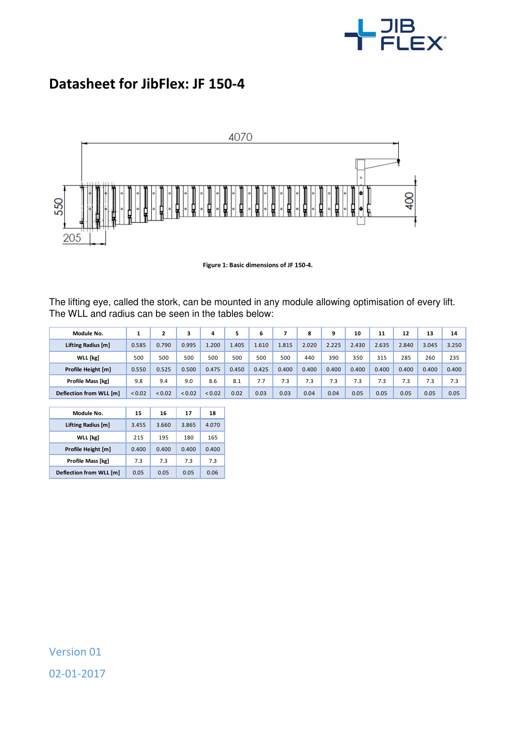# Datasheet for JibFlex: JF 150-4

Figure 1: Basic dimensions of JF 150-4.

The lifting eye, called the stork, can be mounted in any module allowing optimisation of every lift. The WLL and radius can be seen in the tables below:

| Module No. | 1 | 2 | 3 | 4 | 5 | 6 | 7 | 8 | 9 | 10 | 11 | 12 | 13 | 14 |
|---|---|---|---|---|---|---|---|---|---|---|---|---|---|---|
| Lifting Radius [m] | 0.585 | 0.790 | 0.995 | 1.200 | 1.405 | 1.610 | 1.815 | 2.020 | 2.225 | 2.430 | 2.635 | 2.840 | 3.045 | 3.250 |
| WLL [kg] | 500 | 500 | 500 | 500 | 500 | 500 | 500 | 440 | 390 | 350 | 315 | 285 | 260 | 235 |
| Profile Height [m] | 0.550 | 0.525 | 0.500 | 0.475 | 0.450 | 0.425 | 0.400 | 0.400 | 0.400 | 0.400 | 0.400 | 0.400 | 0.400 | 0.400 |
| Profile Mass [kg] | 9.8 | 9.4 | 9.0 | 8.6 | 8.1 | 7.7 | 7.3 | 7.3 | 7.3 | 7.3 | 7.3 | 7.3 | 7.3 | 7.3 |
| Deflection from WLL [m] | < 0.02 | < 0.02 | < 0.02 | < 0.02 | 0.02 | 0.03 | 0.03 | 0.04 | 0.04 | 0.05 | 0.05 | 0.05 | 0.05 | 0.05 |

| Module No. | 15 | 16 | 17 | 18 |
|---|---|---|---|---|
| Lifting Radius [m] | 3.455 | 3.660 | 3.865 | 4.070 |
| WLL [kg] | 215 | 195 | 180 | 165 |
| Profile Height [m] | 0.400 | 0.400 | 0.400 | 0.400 |
| Profile Mass [kg] | 7.3 | 7.3 | 7.3 | 7.3 |
| Deflection from WLL [m] | 0.05 | 0.05 | 0.05 | 0.06 |

Version 01

02-01-2017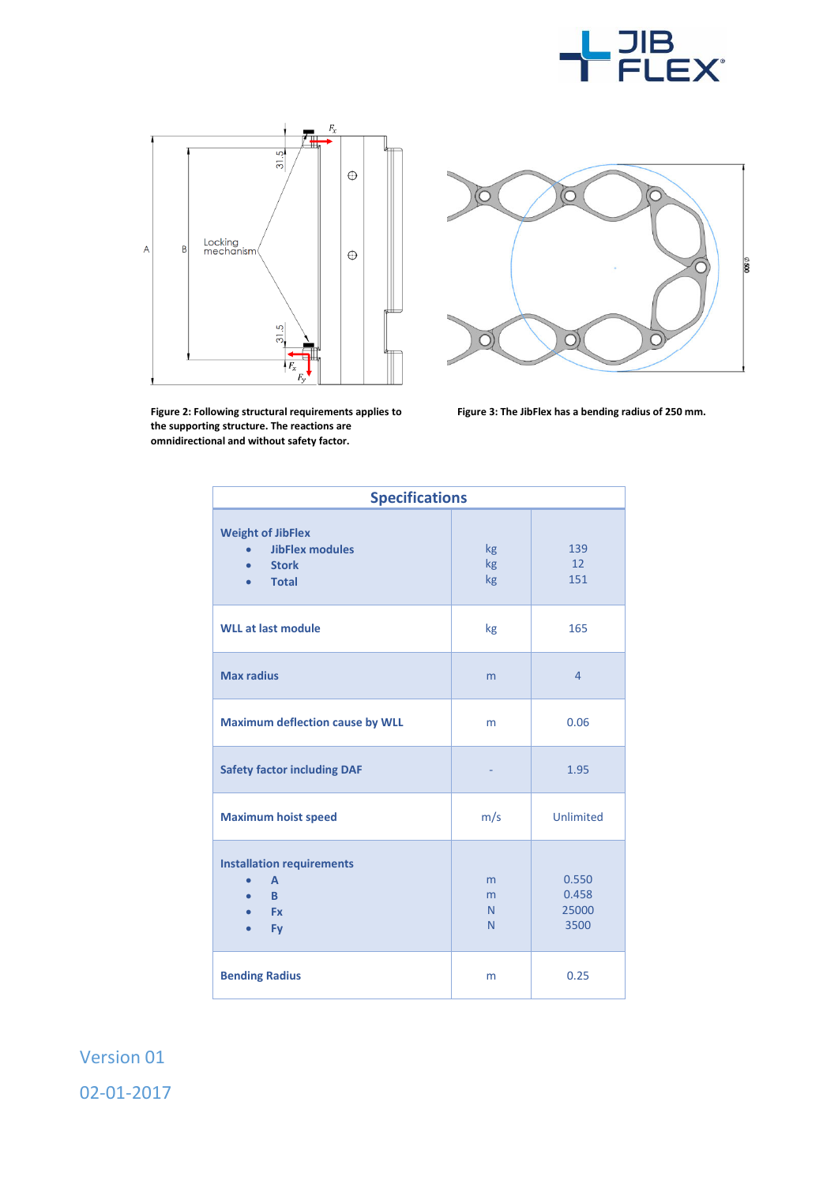Figure 2: Following structural requirements applies to the supporting structure. The reactions are omnidirectional and without safety factor.

Figure 3: The JibFlex has a bending radius of 250 mm.

| Specifications | | |
|---|---|---|
| **Weight of JibFlex**<br>• JibFlex modules<br>• Stork<br>• Total | <br>kg<br>kg<br>kg | <br>139<br>12<br>151 |
| **WLL at last module** | kg | 165 |
| **Max radius** | m | 4 |
| **Maximum deflection cause by WLL** | m | 0.06 |
| **Safety factor including DAF** | - | 1.95 |
| **Maximum hoist speed** | m/s | Unlimited |
| **Installation requirements**<br>• A<br>• B<br>• Fx<br>• Fy | <br>m<br>m<br>N<br>N | <br>0.550<br>0.458<br>25000<br>3500 |
| **Bending Radius** | m | 0.25 |

Version 01

02-01-2017